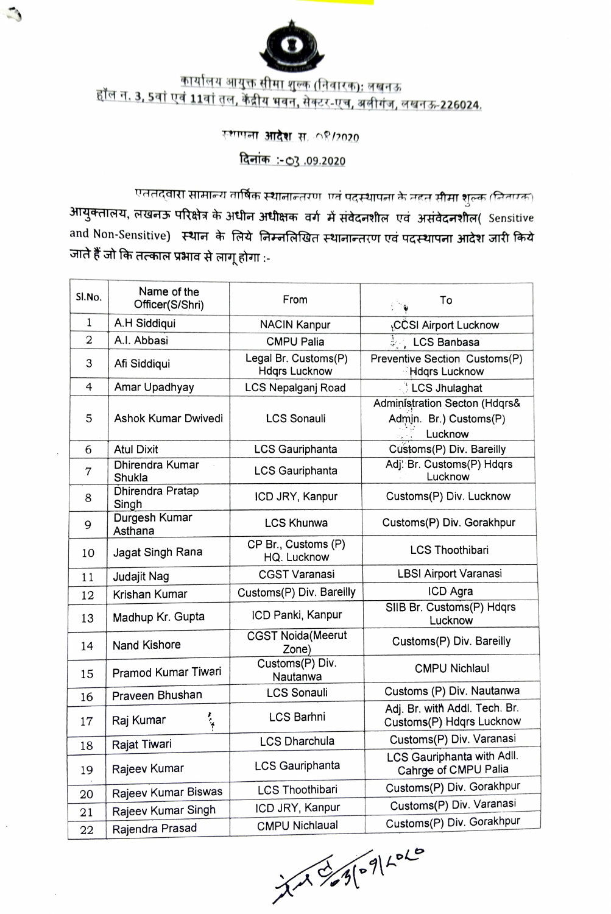कार्यालय आयुक्त सीमा शुल्क (निवारक): लखनऊ
हॉल न. 3, 5वां एवं 11वां तल, केंद्रीय भवन, सेक्टर-एच, अलीगंज, लखनऊ-226024.

स्थापना आदेश स. 08/2020
दिनांक :-03.09.2020

एतत्दवारा सामान्य वार्षिक स्थानान्तरण एवं पदस्थापना के तहत सीमा शुल्क (निवारक) आयुक्तालय, लखनऊ परिक्षेत्र के अधीन अधीक्षक वर्ग में संवेदनशील एवं असंवेदनशील( Sensitive and Non-Sensitive) स्थान के लिये निम्नलिखित स्थानान्तरण एवं पदस्थापना आदेश जारी किये जाते हैं जो कि तत्काल प्रभाव से लागू होगा :-

| Sl.No. | Name of the Officer(S/Shri) | From | To |
|---|---|---|---|
| 1 | A.H Siddiqui | NACIN Kanpur | CCSI Airport Lucknow |
| 2 | A.I. Abbasi | CMPU Palia | LCS Banbasa |
| 3 | Afi Siddiqui | Legal Br. Customs(P) Hdqrs Lucknow | Preventive Section Customs(P) Hdqrs Lucknow |
| 4 | Amar Upadhyay | LCS Nepalganj Road | LCS Jhulaghat |
| 5 | Ashok Kumar Dwivedi | LCS Sonauli | Administration Secton (Hdqrs& Admin. Br.) Customs(P) Lucknow |
| 6 | Atul Dixit | LCS Gauriphanta | Customs(P) Div. Bareilly |
| 7 | Dhirendra Kumar Shukla | LCS Gauriphanta | Adj. Br. Customs(P) Hdqrs Lucknow |
| 8 | Dhirendra Pratap Singh | ICD JRY, Kanpur | Customs(P) Div. Lucknow |
| 9 | Durgesh Kumar Asthana | LCS Khunwa | Customs(P) Div. Gorakhpur |
| 10 | Jagat Singh Rana | CP Br., Customs (P) HQ. Lucknow | LCS Thoothibari |
| 11 | Judajit Nag | CGST Varanasi | LBSI Airport Varanasi |
| 12 | Krishan Kumar | Customs(P) Div. Bareilly | ICD Agra |
| 13 | Madhup Kr. Gupta | ICD Panki, Kanpur | SIIB Br. Customs(P) Hdqrs Lucknow |
| 14 | Nand Kishore | CGST Noida(Meerut Zone) | Customs(P) Div. Bareilly |
| 15 | Pramod Kumar Tiwari | Customs(P) Div. Nautanwa | CMPU Nichlaul |
| 16 | Praveen Bhushan | LCS Sonauli | Customs (P) Div. Nautanwa |
| 17 | Raj Kumar | LCS Barhni | Adj. Br. with Addl. Tech. Br. Customs(P) Hdqrs Lucknow |
| 18 | Rajat Tiwari | LCS Dharchula | Customs(P) Div. Varanasi |
| 19 | Rajeev Kumar | LCS Gauriphanta | LCS Gauriphanta with Adll. Cahrge of CMPU Palia |
| 20 | Rajeev Kumar Biswas | LCS Thoothibari | Customs(P) Div. Gorakhpur |
| 21 | Rajeev Kumar Singh | ICD JRY, Kanpur | Customs(P) Div. Varanasi |
| 22 | Rajendra Prasad | CMPU Nichlaual | Customs(P) Div. Gorakhpur |

03/09/2020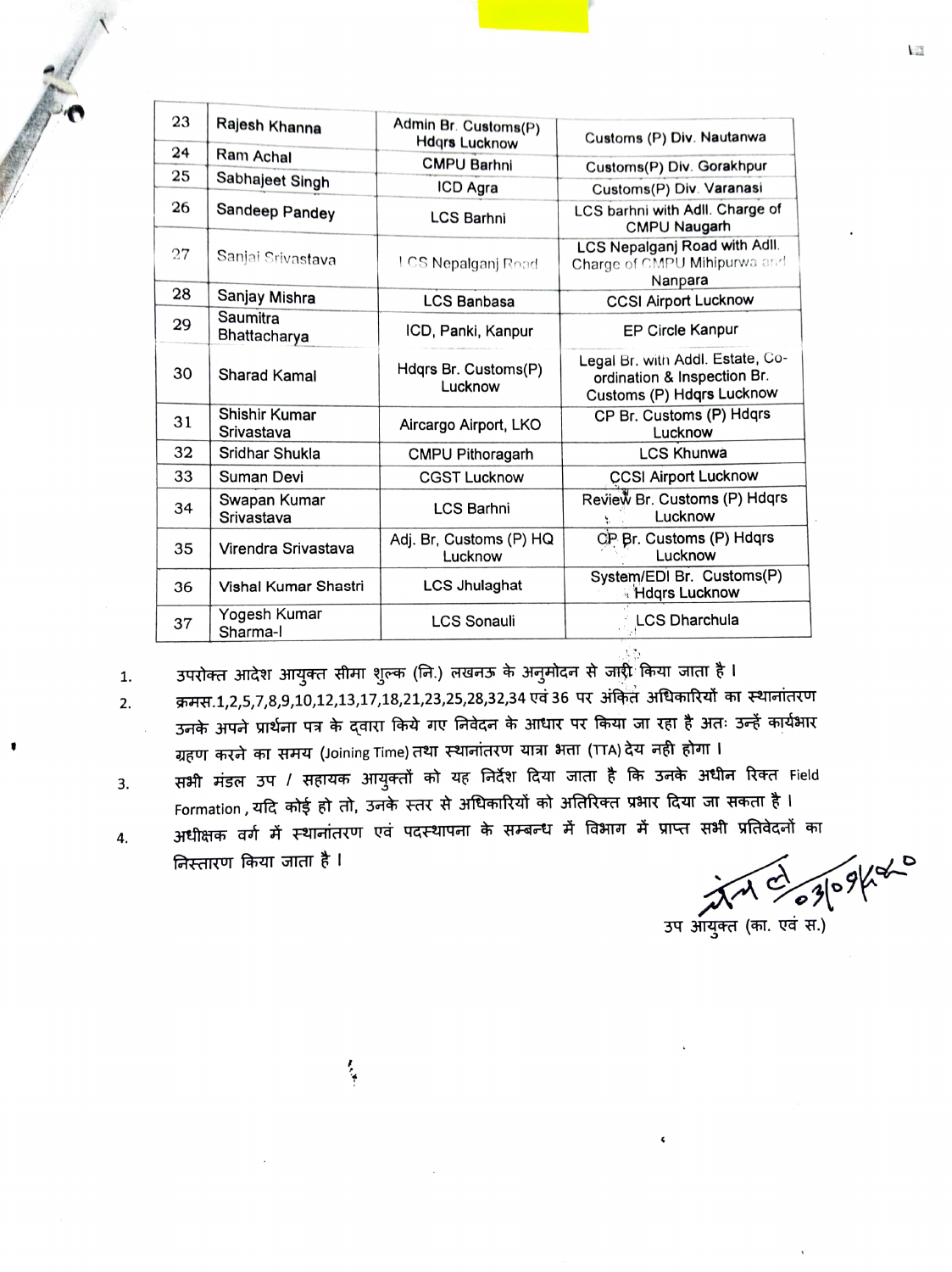| | | | |
|---|---|---|---|
| 23 | Rajesh Khanna | Admin Br. Customs(P) Hdqrs Lucknow | Customs (P) Div. Nautanwa |
| 24 | Ram Achal | CMPU Barhni | Customs(P) Div. Gorakhpur |
| 25 | Sabhajeet Singh | ICD Agra | Customs(P) Div. Varanasi |
| 26 | Sandeep Pandey | LCS Barhni | LCS barhni with Addl. Charge of CMPU Naugarh |
| 27 | Sanjai Srivastava | LCS Nepalganj Road | LCS Nepalganj Road with Addl. Charge of CMPU Mihipurwa and Nanpara |
| 28 | Sanjay Mishra | LCS Banbasa | CCSI Airport Lucknow |
| 29 | Saumitra Bhattacharya | ICD, Panki, Kanpur | EP Circle Kanpur |
| 30 | Sharad Kamal | Hdqrs Br. Customs(P) Lucknow | Legal Br. with Addl. Estate, Co-ordination & Inspection Br. Customs (P) Hdqrs Lucknow |
| 31 | Shishir Kumar Srivastava | Aircargo Airport, LKO | CP Br. Customs (P) Hdqrs Lucknow |
| 32 | Sridhar Shukla | CMPU Pithoragarh | LCS Khunwa |
| 33 | Suman Devi | CGST Lucknow | CCSI Airport Lucknow |
| 34 | Swapan Kumar Srivastava | LCS Barhni | Review Br. Customs (P) Hdqrs Lucknow |
| 35 | Virendra Srivastava | Adj. Br, Customs (P) HQ Lucknow | CP Br. Customs (P) Hdqrs Lucknow |
| 36 | Vishal Kumar Shastri | LCS Jhulaghat | System/EDI Br. Customs(P) Hdqrs Lucknow |
| 37 | Yogesh Kumar Sharma-I | LCS Sonauli | LCS Dharchula |

1. उपरोक्त आदेश आयुक्त सीमा शुल्क (नि.) लखनऊ के अनुमोदन से जारी किया जाता है।
2. क्रमस.1,2,5,7,8,9,10,12,13,17,18,21,23,25,28,32,34 एवं 36 पर अंकित अधिकारियों का स्थानांतरण उनके अपने प्रार्थना पत्र के द्वारा किये गए निवेदन के आधार पर किया जा रहा है अतः उन्हें कार्यभार ग्रहण करने का समय (Joining Time) तथा स्थानांतरण यात्रा भत्ता (TTA) देय नही होगा।
3. सभी मंडल उप / सहायक आयुक्तों को यह निर्देश दिया जाता है कि उनके अधीन रिक्त Field Formation, यदि कोई हो तो, उनके स्तर से अधिकारियों को अतिरिक्त प्रभार दिया जा सकता है।
4. अधीक्षक वर्ग में स्थानांतरण एवं पदस्थापना के सम्बन्ध में विभाग में प्राप्त सभी प्रतिवेदनों का निस्तारण किया जाता है।

03/09/2020

उप आयुक्त (का. एवं स.)